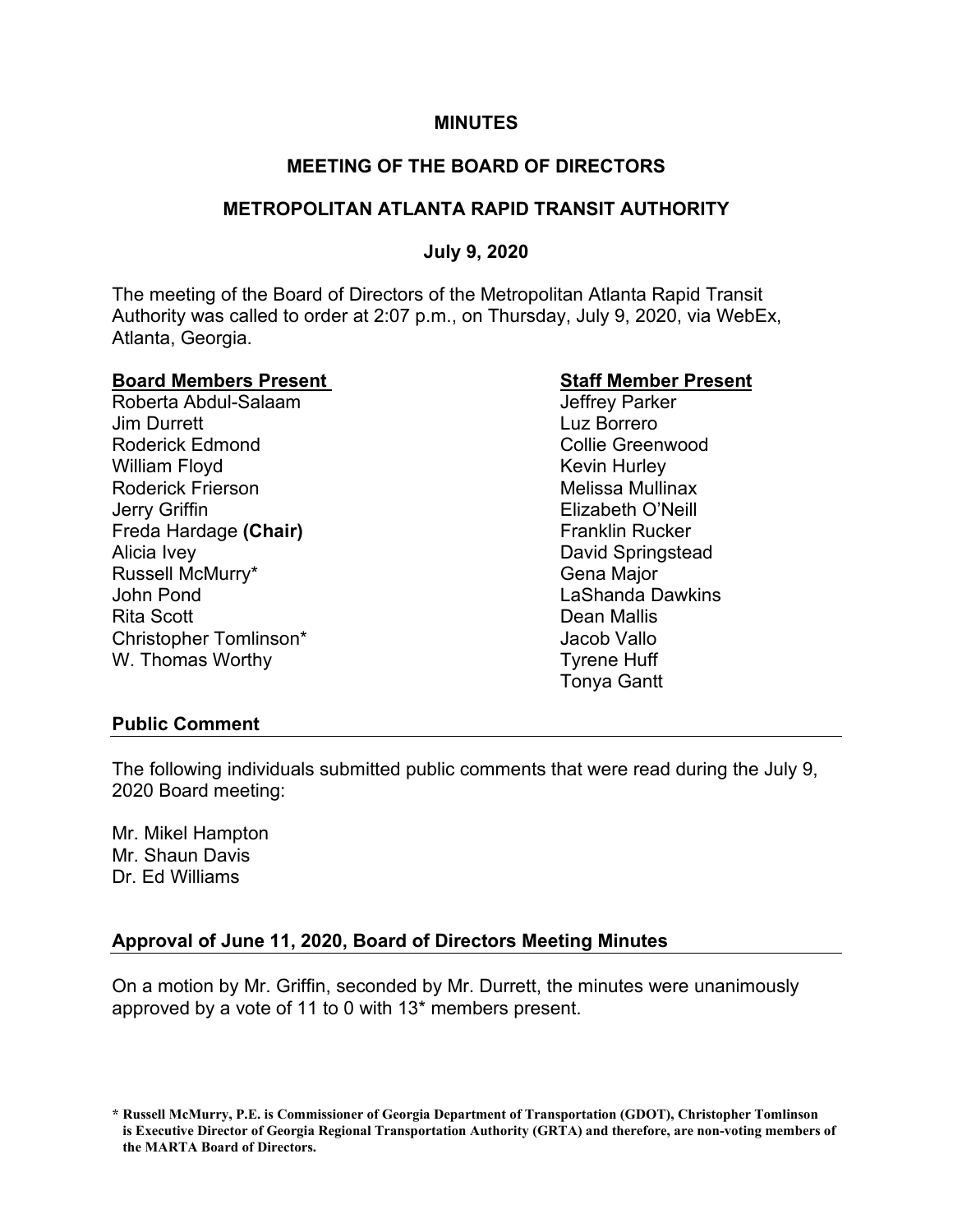# MINUTES

## MEETING OF THE BOARD OF DIRECTORS

## METROPOLITAN ATLANTA RAPID TRANSIT AUTHORITY

### July 9, 2020

The meeting of the Board of Directors of the Metropolitan Atlanta Rapid Transit Authority was called to order at 2:07 p.m., on Thursday, July 9, 2020, via WebEx, Atlanta, Georgia.

| **Board Members Present** | **Staff Member Present** |
|---|---|
| Roberta Abdul-Salaam | Jeffrey Parker |
| Jim Durrett | Luz Borrero |
| Roderick Edmond | Collie Greenwood |
| William Floyd | Kevin Hurley |
| Roderick Frierson | Melissa Mullinax |
| Jerry Griffin | Elizabeth O'Neill |
| Freda Hardage **(Chair)** | Franklin Rucker |
| Alicia Ivey | David Springstead |
| Russell McMurry* | Gena Major |
| John Pond | LaShanda Dawkins |
| Rita Scott | Dean Mallis |
| Christopher Tomlinson* | Jacob Vallo |
| W. Thomas Worthy | Tyrene Huff |
| | Tonya Gantt |

### Public Comment

The following individuals submitted public comments that were read during the July 9, 2020 Board meeting:

Mr. Mikel Hampton
Mr. Shaun Davis
Dr. Ed Williams

### Approval of June 11, 2020, Board of Directors Meeting Minutes

On a motion by Mr. Griffin, seconded by Mr. Durrett, the minutes were unanimously approved by a vote of 11 to 0 with 13* members present.

**\* Russell McMurry, P.E. is Commissioner of Georgia Department of Transportation (GDOT), Christopher Tomlinson is Executive Director of Georgia Regional Transportation Authority (GRTA) and therefore, are non-voting members of the MARTA Board of Directors.**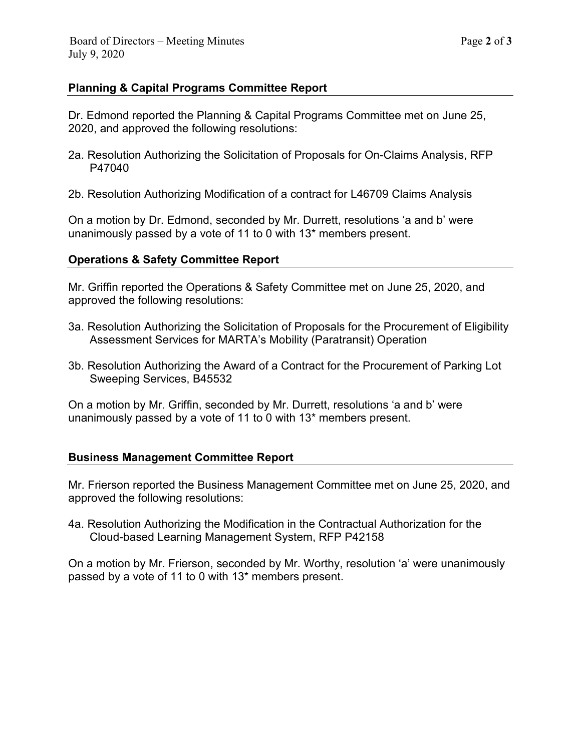## Planning & Capital Programs Committee Report

Dr. Edmond reported the Planning & Capital Programs Committee met on June 25, 2020, and approved the following resolutions:

2a. Resolution Authorizing the Solicitation of Proposals for On-Claims Analysis, RFP P47040

2b. Resolution Authorizing Modification of a contract for L46709 Claims Analysis

On a motion by Dr. Edmond, seconded by Mr. Durrett, resolutions 'a and b' were unanimously passed by a vote of 11 to 0 with 13* members present.

## Operations & Safety Committee Report

Mr. Griffin reported the Operations & Safety Committee met on June 25, 2020, and approved the following resolutions:

3a. Resolution Authorizing the Solicitation of Proposals for the Procurement of Eligibility Assessment Services for MARTA's Mobility (Paratransit) Operation

3b. Resolution Authorizing the Award of a Contract for the Procurement of Parking Lot Sweeping Services, B45532

On a motion by Mr. Griffin, seconded by Mr. Durrett, resolutions 'a and b' were unanimously passed by a vote of 11 to 0 with 13* members present.

## Business Management Committee Report

Mr. Frierson reported the Business Management Committee met on June 25, 2020, and approved the following resolutions:

4a. Resolution Authorizing the Modification in the Contractual Authorization for the Cloud-based Learning Management System, RFP P42158

On a motion by Mr. Frierson, seconded by Mr. Worthy, resolution 'a' were unanimously passed by a vote of 11 to 0 with 13* members present.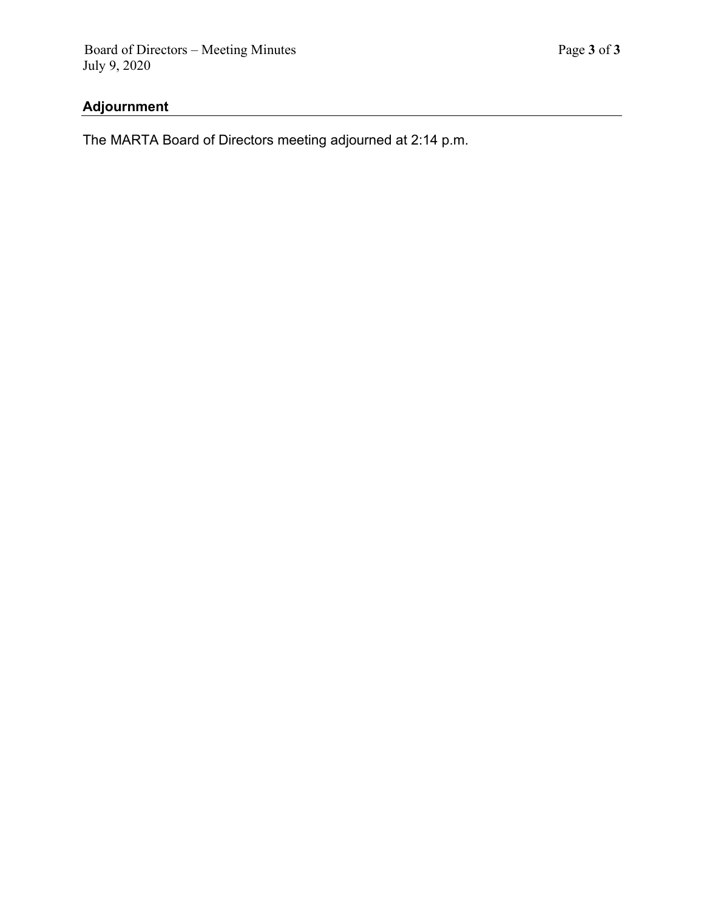## Adjournment

The MARTA Board of Directors meeting adjourned at 2:14 p.m.